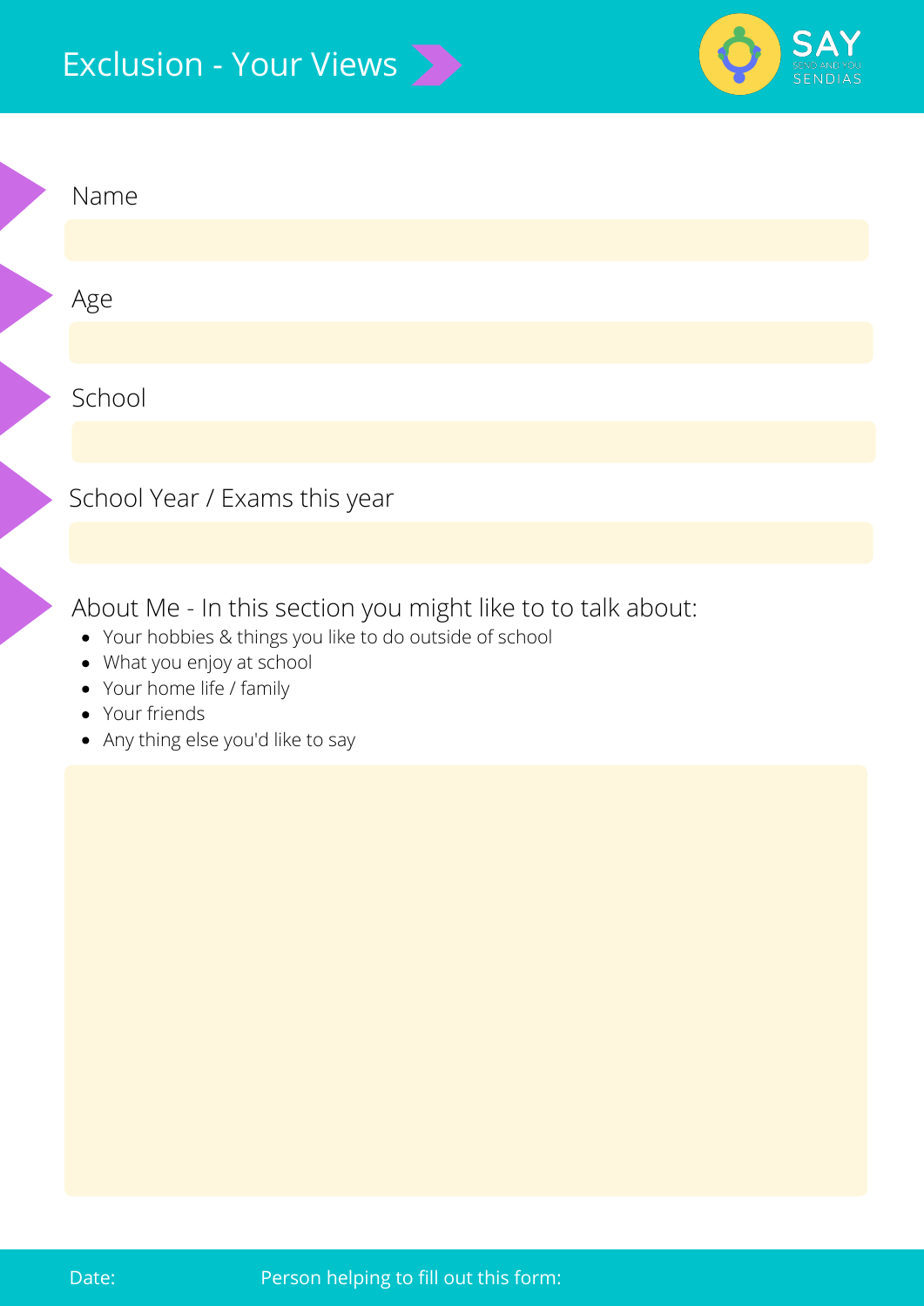# Exclusion - Your Views

SAY
SEND AND YOU
SENDIAS

Name

Age

School

School Year / Exams this year

About Me - In this section you might like to to talk about:

- Your hobbies & things you like to do outside of school
- What you enjoy at school
- Your home life / family
- Your friends
- Any thing else you'd like to say

Date: Person helping to fill out this form: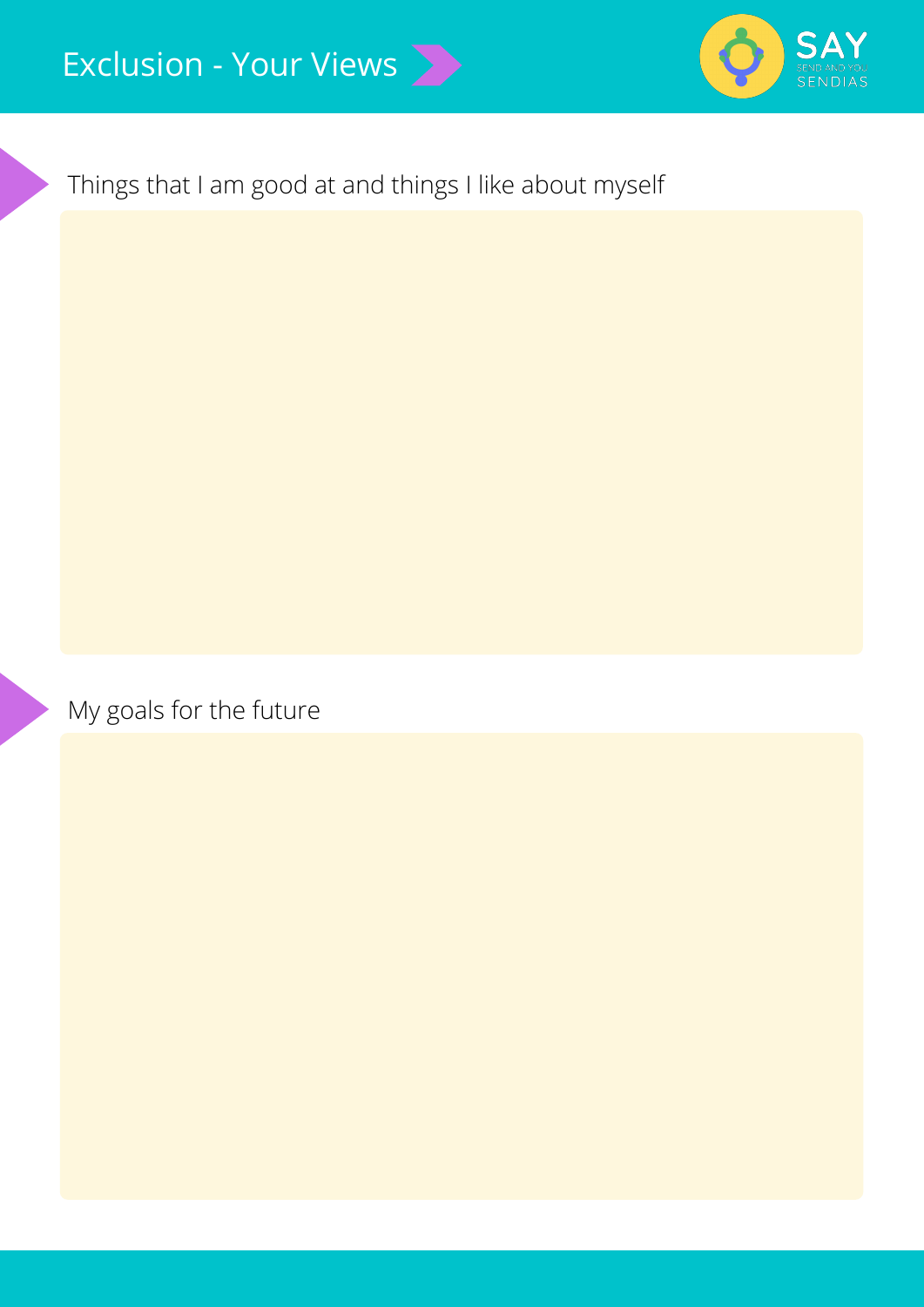# Exclusion - Your Views

## Things that I am good at and things I like about myself

## My goals for the future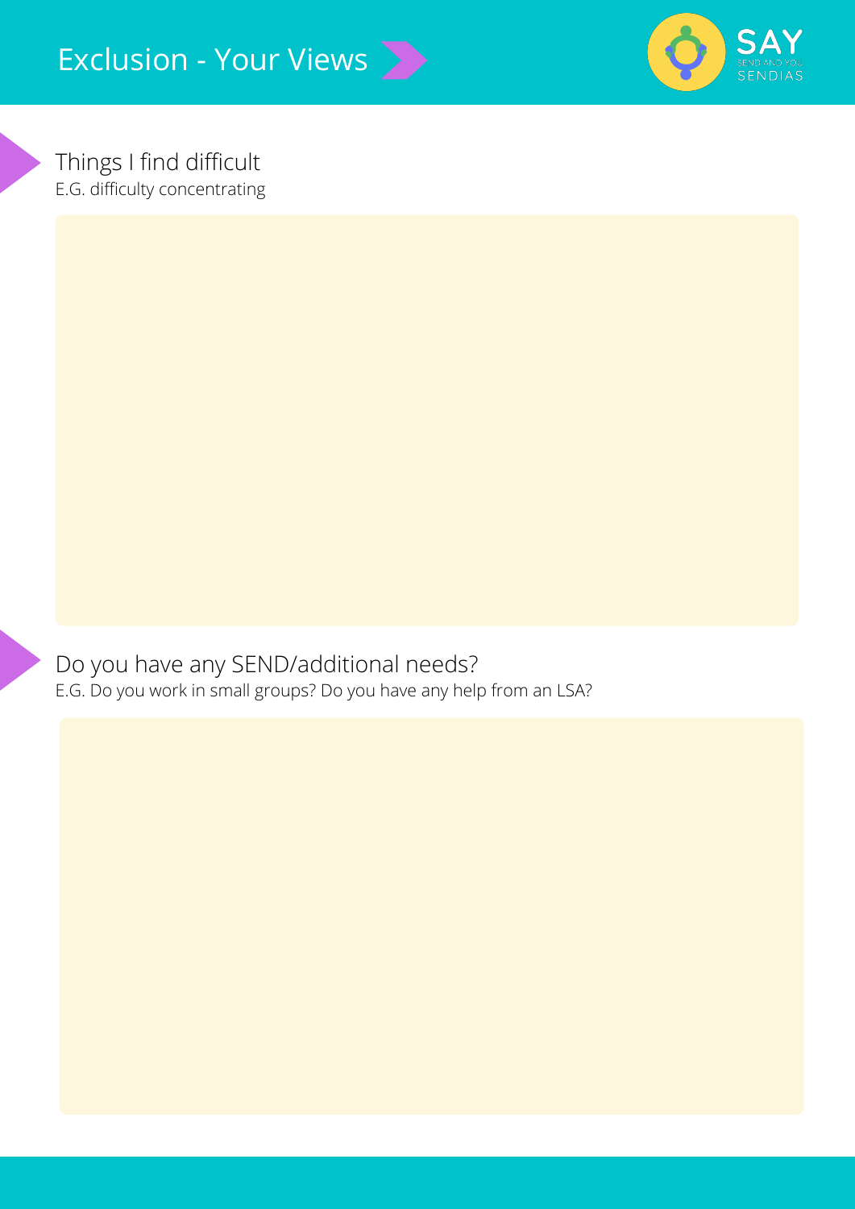# Exclusion - Your Views

## Things I find difficult

E.G. difficulty concentrating

## Do you have any SEND/additional needs?

E.G. Do you work in small groups? Do you have any help from an LSA?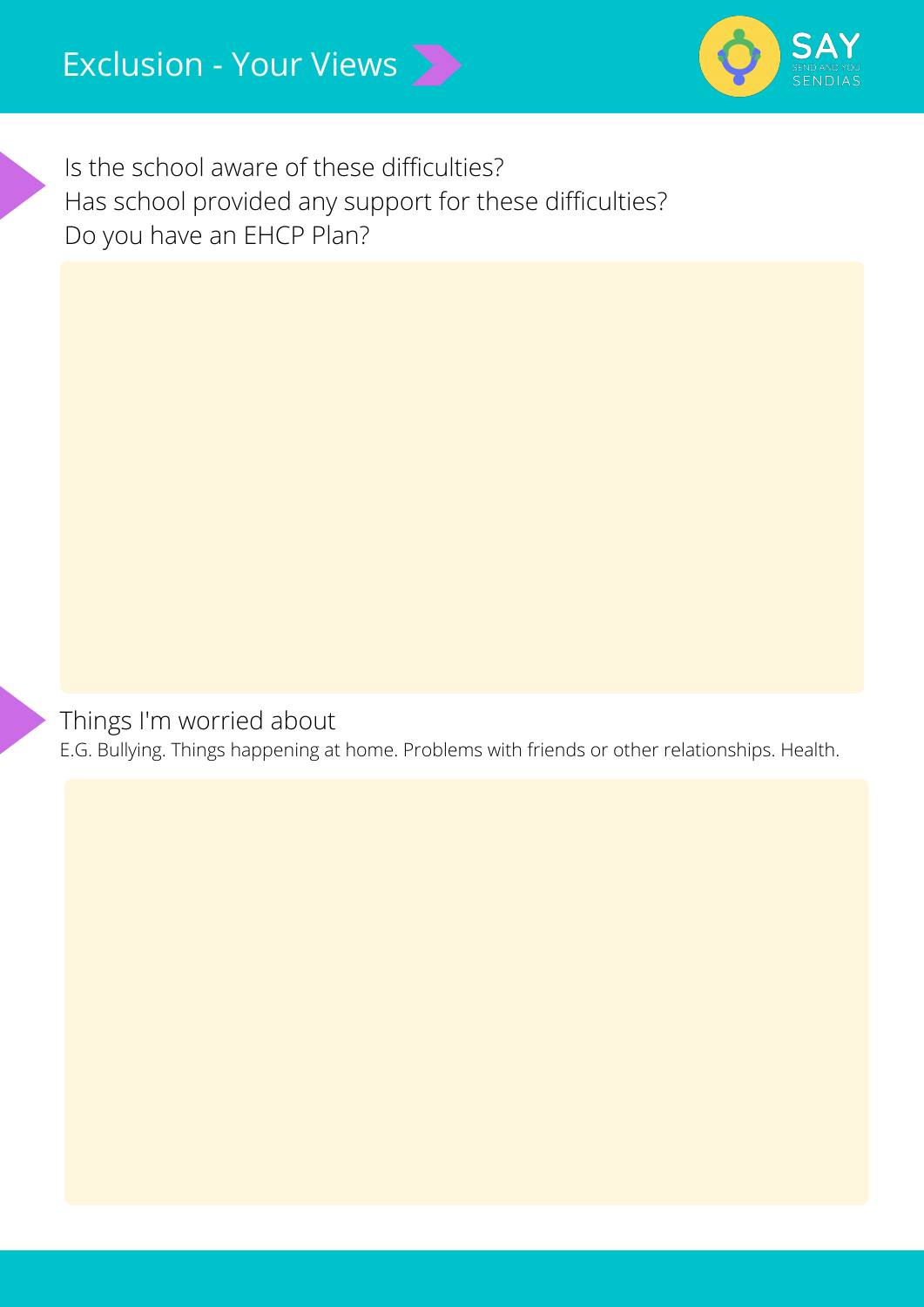# Exclusion - Your Views

Is the school aware of these difficulties?
Has school provided any support for these difficulties?
Do you have an EHCP Plan?

Things I'm worried about

E.G. Bullying. Things happening at home. Problems with friends or other relationships. Health.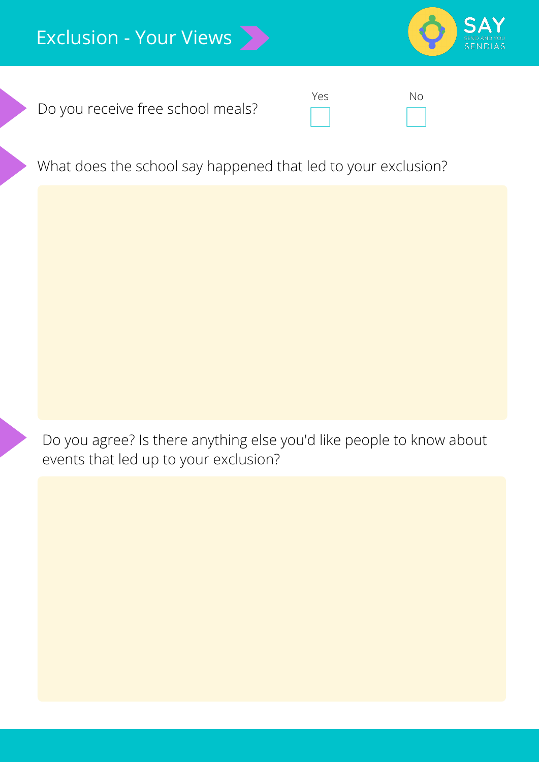# Exclusion - Your Views

Do you receive free school meals? Yes ☐ No ☐

What does the school say happened that led to your exclusion?

Do you agree? Is there anything else you'd like people to know about events that led up to your exclusion?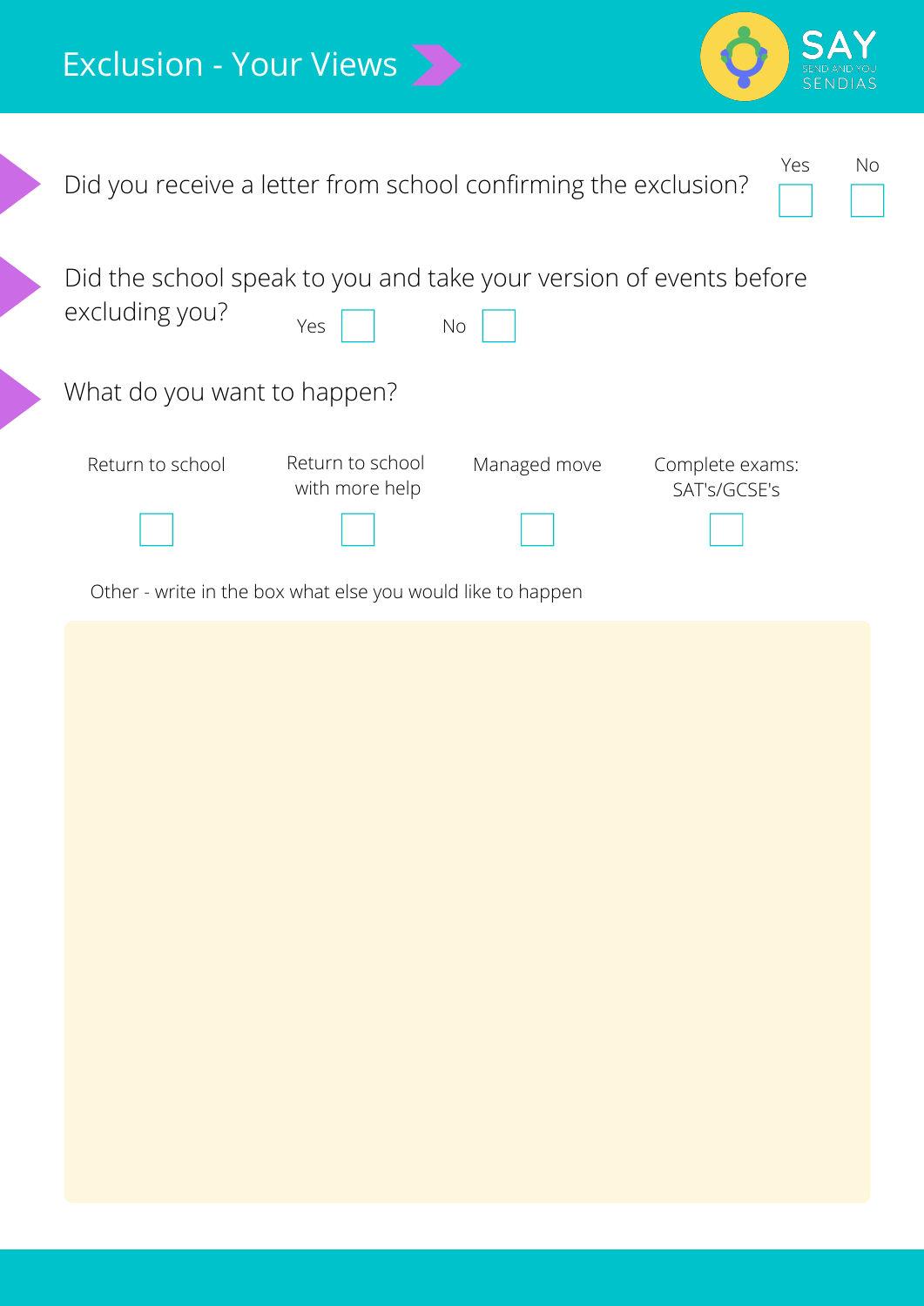# Exclusion - Your Views

SAY SEND AND YOU SENDIAS

Did you receive a letter from school confirming the exclusion? Yes ☐ No ☐

Did the school speak to you and take your version of events before excluding you? Yes ☐ No ☐

What do you want to happen?

| Return to school | Return to school with more help | Managed move | Complete exams: SAT's/GCSE's |
|---|---|---|---|
| ☐ | ☐ | ☐ | ☐ |

Other - write in the box what else you would like to happen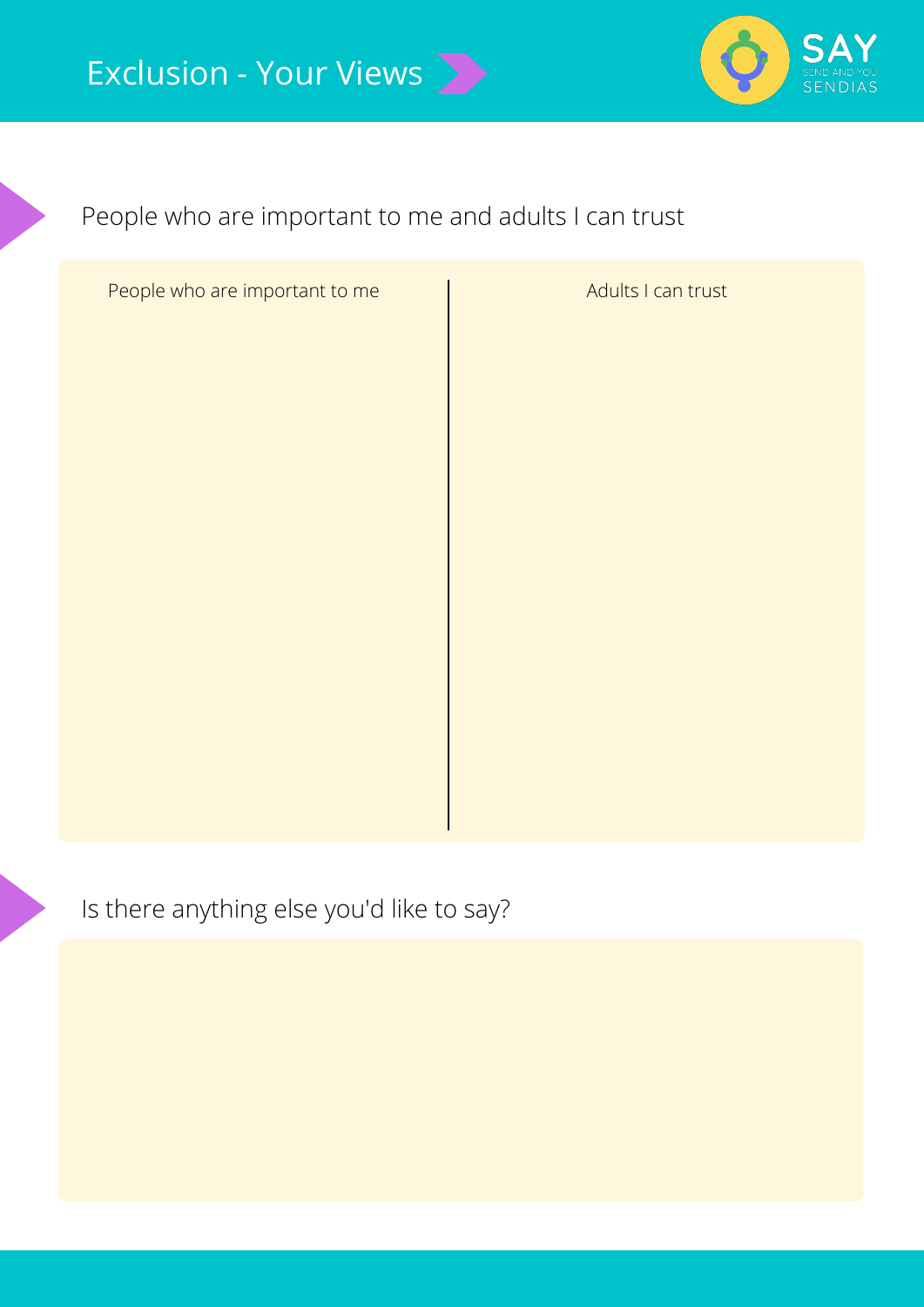# Exclusion - Your Views

## People who are important to me and adults I can trust

| People who are important to me | Adults I can trust |
| --- | --- |
| | |

## Is there anything else you'd like to say?